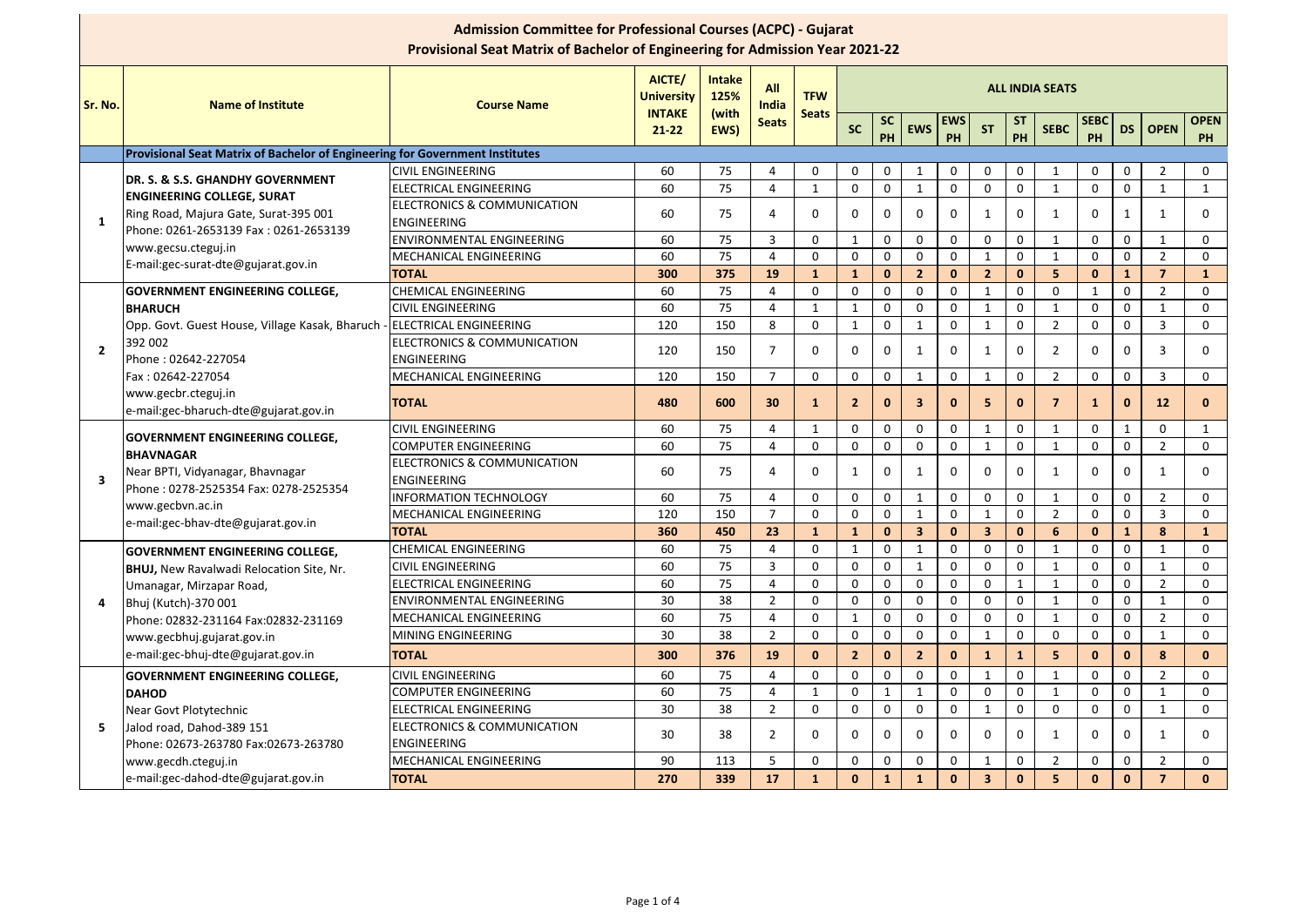# Admission Committee for Professional Courses (ACPC) - Gujarat

## Provisional Seat Matrix of Bachelor of Engineering for Admission Year 2021-22

| Sr. No. | Name of Institute | Course Name | AICTE/ University INTAKE 21-22 | Intake 125% (with EWS) | All India Seats | TFW Seats | ALL INDIA SEATS | | | | | | | | | | |
|---|---|---|---|---|---|---|---|---|---|---|---|---|---|---|---|---|---|
| | | | | | | | SC | SC PH | EWS | EWS PH | ST | ST PH | SEBC | SEBC PH | DS | OPEN | OPEN PH |
| | **Provisional Seat Matrix of Bachelor of Engineering for Government Institutes** | | | | | | | | | | | | | | | | |
| 1 | **DR. S. & S.S. GHANDHY GOVERNMENT ENGINEERING COLLEGE, SURAT** Ring Road, Majura Gate, Surat-395 001 Phone: 0261-2653139 Fax : 0261-2653139 www.gecsu.cteguj.in E-mail:gec-surat-dte@gujarat.gov.in | CIVIL ENGINEERING | 60 | 75 | 4 | 0 | 0 | 0 | 1 | 0 | 0 | 0 | 1 | 0 | 0 | 2 | 0 |
| | | ELECTRICAL ENGINEERING | 60 | 75 | 4 | 1 | 0 | 0 | 1 | 0 | 0 | 0 | 1 | 0 | 0 | 1 | 1 |
| | | ELECTRONICS & COMMUNICATION ENGINEERING | 60 | 75 | 4 | 0 | 0 | 0 | 0 | 0 | 1 | 0 | 1 | 0 | 1 | 1 | 0 |
| | | ENVIRONMENTAL ENGINEERING | 60 | 75 | 3 | 0 | 1 | 0 | 0 | 0 | 0 | 0 | 1 | 0 | 0 | 1 | 0 |
| | | MECHANICAL ENGINEERING | 60 | 75 | 4 | 0 | 0 | 0 | 0 | 0 | 1 | 0 | 1 | 0 | 0 | 2 | 0 |
| | | **TOTAL** | **300** | **375** | **19** | **1** | **1** | **0** | **2** | **0** | **2** | **0** | **5** | **0** | **1** | **7** | **1** |
| 2 | **GOVERNMENT ENGINEERING COLLEGE, BHARUCH** Opp. Govt. Guest House, Village Kasak, Bharuch - 392 002 Phone : 02642-227054 Fax : 02642-227054 www.gecbr.cteguj.in e-mail:gec-bharuch-dte@gujarat.gov.in | CHEMICAL ENGINEERING | 60 | 75 | 4 | 0 | 0 | 0 | 0 | 0 | 1 | 0 | 0 | 1 | 0 | 2 | 0 |
| | | CIVIL ENGINEERING | 60 | 75 | 4 | 1 | 1 | 0 | 0 | 0 | 1 | 0 | 1 | 0 | 0 | 1 | 0 |
| | | ELECTRICAL ENGINEERING | 120 | 150 | 8 | 0 | 1 | 0 | 1 | 0 | 1 | 0 | 2 | 0 | 0 | 3 | 0 |
| | | ELECTRONICS & COMMUNICATION ENGINEERING | 120 | 150 | 7 | 0 | 0 | 0 | 1 | 0 | 1 | 0 | 2 | 0 | 0 | 3 | 0 |
| | | MECHANICAL ENGINEERING | 120 | 150 | 7 | 0 | 0 | 0 | 1 | 0 | 1 | 0 | 2 | 0 | 0 | 3 | 0 |
| | | **TOTAL** | **480** | **600** | **30** | **1** | **2** | **0** | **3** | **0** | **5** | **0** | **7** | **1** | **0** | **12** | **0** |
| 3 | **GOVERNMENT ENGINEERING COLLEGE, BHAVNAGAR** Near BPTI, Vidyanagar, Bhavnagar Phone : 0278-2525354 Fax: 0278-2525354 www.gecbvn.ac.in e-mail:gec-bhav-dte@gujarat.gov.in | CIVIL ENGINEERING | 60 | 75 | 4 | 1 | 0 | 0 | 0 | 0 | 1 | 0 | 1 | 0 | 1 | 0 | 1 |
| | | COMPUTER ENGINEERING | 60 | 75 | 4 | 0 | 0 | 0 | 0 | 0 | 1 | 0 | 1 | 0 | 0 | 2 | 0 |
| | | ELECTRONICS & COMMUNICATION ENGINEERING | 60 | 75 | 4 | 0 | 1 | 0 | 1 | 0 | 0 | 0 | 1 | 0 | 0 | 1 | 0 |
| | | INFORMATION TECHNOLOGY | 60 | 75 | 4 | 0 | 0 | 0 | 1 | 0 | 0 | 0 | 1 | 0 | 0 | 2 | 0 |
| | | MECHANICAL ENGINEERING | 120 | 150 | 7 | 0 | 0 | 0 | 1 | 0 | 1 | 0 | 2 | 0 | 0 | 3 | 0 |
| | | **TOTAL** | **360** | **450** | **23** | **1** | **1** | **0** | **3** | **0** | **3** | **0** | **6** | **0** | **1** | **8** | **1** |
| 4 | **GOVERNMENT ENGINEERING COLLEGE, BHUJ,** New Ravalwadi Relocation Site, Nr. Umanagar, Mirzapar Road, Bhuj (Kutch)-370 001 Phone: 02832-231164 Fax:02832-231169 www.gecbhuj.gujarat.gov.in e-mail:gec-bhuj-dte@gujarat.gov.in | CHEMICAL ENGINEERING | 60 | 75 | 4 | 0 | 1 | 0 | 1 | 0 | 0 | 0 | 1 | 0 | 0 | 1 | 0 |
| | | CIVIL ENGINEERING | 60 | 75 | 3 | 0 | 0 | 0 | 1 | 0 | 0 | 0 | 1 | 0 | 0 | 1 | 0 |
| | | ELECTRICAL ENGINEERING | 60 | 75 | 4 | 0 | 0 | 0 | 0 | 0 | 0 | 1 | 1 | 0 | 0 | 2 | 0 |
| | | ENVIRONMENTAL ENGINEERING | 30 | 38 | 2 | 0 | 0 | 0 | 0 | 0 | 0 | 0 | 1 | 0 | 0 | 1 | 0 |
| | | MECHANICAL ENGINEERING | 60 | 75 | 4 | 0 | 1 | 0 | 0 | 0 | 0 | 0 | 1 | 0 | 0 | 2 | 0 |
| | | MINING ENGINEERING | 30 | 38 | 2 | 0 | 0 | 0 | 0 | 0 | 1 | 0 | 0 | 0 | 0 | 1 | 0 |
| | | **TOTAL** | **300** | **376** | **19** | **0** | **2** | **0** | **2** | **0** | **1** | **1** | **5** | **0** | **0** | **8** | **0** |
| 5 | **GOVERNMENT ENGINEERING COLLEGE, DAHOD** Near Govt Plotytechnic Jalod road, Dahod-389 151 Phone: 02673-263780 Fax:02673-263780 www.gecdh.cteguj.in e-mail:gec-dahod-dte@gujarat.gov.in | CIVIL ENGINEERING | 60 | 75 | 4 | 0 | 0 | 0 | 0 | 0 | 1 | 0 | 1 | 0 | 0 | 2 | 0 |
| | | COMPUTER ENGINEERING | 60 | 75 | 4 | 1 | 0 | 1 | 1 | 0 | 0 | 0 | 1 | 0 | 0 | 1 | 0 |
| | | ELECTRICAL ENGINEERING | 30 | 38 | 2 | 0 | 0 | 0 | 0 | 0 | 1 | 0 | 0 | 0 | 0 | 1 | 0 |
| | | ELECTRONICS & COMMUNICATION ENGINEERING | 30 | 38 | 2 | 0 | 0 | 0 | 0 | 0 | 0 | 0 | 1 | 0 | 0 | 1 | 0 |
| | | MECHANICAL ENGINEERING | 90 | 113 | 5 | 0 | 0 | 0 | 0 | 0 | 1 | 0 | 2 | 0 | 0 | 2 | 0 |
| | | **TOTAL** | **270** | **339** | **17** | **1** | **0** | **1** | **1** | **0** | **3** | **0** | **5** | **0** | **0** | **7** | **0** |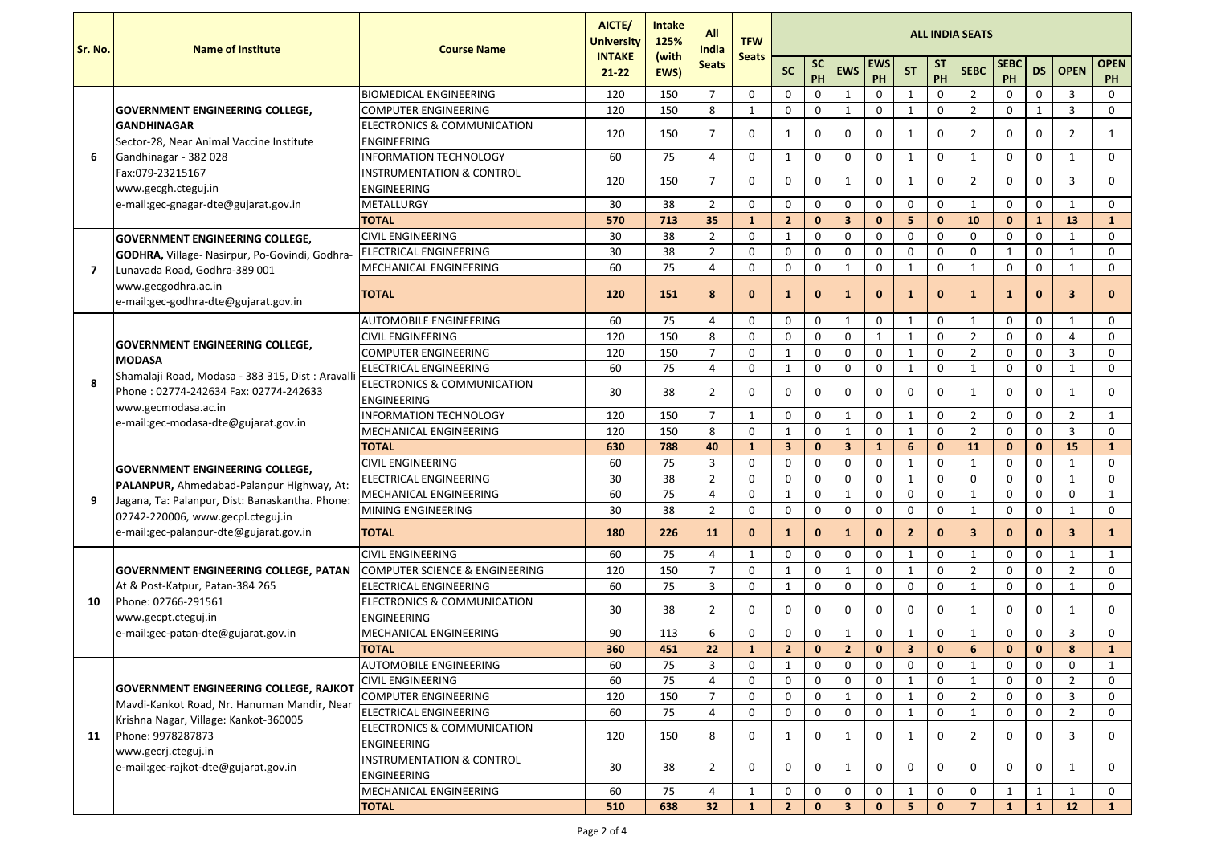| Sr. No. | Name of Institute | Course Name | AICTE/ University INTAKE 21-22 | Intake 125% (with EWS) | All India Seats | TFW Seats | ALL INDIA SEATS | | | | | | | | | | |
|---|---|---|---|---|---|---|---|---|---|---|---|---|---|---|---|---|---|
| | | | | | | | SC | SC PH | EWS | EWS PH | ST | ST PH | SEBC | SEBC PH | DS | OPEN | OPEN PH |
| 6 | **GOVERNMENT ENGINEERING COLLEGE, GANDHINAGAR** Sector-28, Near Animal Vaccine Institute Gandhinagar - 382 028 Fax:079-23215167 www.gecgh.cteguj.in e-mail:gec-gnagar-dte@gujarat.gov.in | BIOMEDICAL ENGINEERING | 120 | 150 | 7 | 0 | 0 | 0 | 1 | 0 | 1 | 0 | 2 | 0 | 0 | 3 | 0 |
| | | COMPUTER ENGINEERING | 120 | 150 | 8 | 1 | 0 | 0 | 1 | 0 | 1 | 0 | 2 | 0 | 1 | 3 | 0 |
| | | ELECTRONICS & COMMUNICATION ENGINEERING | 120 | 150 | 7 | 0 | 1 | 0 | 0 | 0 | 1 | 0 | 2 | 0 | 0 | 2 | 1 |
| | | INFORMATION TECHNOLOGY | 60 | 75 | 4 | 0 | 1 | 0 | 0 | 0 | 1 | 0 | 1 | 0 | 0 | 1 | 0 |
| | | INSTRUMENTATION & CONTROL ENGINEERING | 120 | 150 | 7 | 0 | 0 | 0 | 1 | 0 | 1 | 0 | 2 | 0 | 0 | 3 | 0 |
| | | METALLURGY | 30 | 38 | 2 | 0 | 0 | 0 | 0 | 0 | 0 | 0 | 1 | 0 | 0 | 1 | 0 |
| | | **TOTAL** | **570** | **713** | **35** | **1** | **2** | **0** | **3** | **0** | **5** | **0** | **10** | **0** | **1** | **13** | **1** |
| 7 | **GOVERNMENT ENGINEERING COLLEGE, GODHRA,** Village- Nasirpur, Po-Govindi, Godhra-Lunavada Road, Godhra-389 001 www.gecgodhra.ac.in e-mail:gec-godhra-dte@gujarat.gov.in | CIVIL ENGINEERING | 30 | 38 | 2 | 0 | 1 | 0 | 0 | 0 | 0 | 0 | 0 | 0 | 0 | 1 | 0 |
| | | ELECTRICAL ENGINEERING | 30 | 38 | 2 | 0 | 0 | 0 | 0 | 0 | 0 | 0 | 0 | 1 | 0 | 1 | 0 |
| | | MECHANICAL ENGINEERING | 60 | 75 | 4 | 0 | 0 | 0 | 1 | 0 | 1 | 0 | 1 | 0 | 0 | 1 | 0 |
| | | **TOTAL** | **120** | **151** | **8** | **0** | **1** | **0** | **1** | **0** | **1** | **0** | **1** | **1** | **0** | **3** | **0** |
| 8 | **GOVERNMENT ENGINEERING COLLEGE, MODASA** Shamalaji Road, Modasa - 383 315, Dist : Aravalli Phone : 02774-242634 Fax: 02774-242633 www.gecmodasa.ac.in e-mail:gec-modasa-dte@gujarat.gov.in | AUTOMOBILE ENGINEERING | 60 | 75 | 4 | 0 | 0 | 0 | 1 | 0 | 1 | 0 | 1 | 0 | 0 | 1 | 0 |
| | | CIVIL ENGINEERING | 120 | 150 | 8 | 0 | 0 | 0 | 0 | 1 | 1 | 0 | 2 | 0 | 0 | 4 | 0 |
| | | COMPUTER ENGINEERING | 120 | 150 | 7 | 0 | 1 | 0 | 0 | 0 | 1 | 0 | 2 | 0 | 0 | 3 | 0 |
| | | ELECTRICAL ENGINEERING | 60 | 75 | 4 | 0 | 1 | 0 | 0 | 0 | 1 | 0 | 1 | 0 | 0 | 1 | 0 |
| | | ELECTRONICS & COMMUNICATION ENGINEERING | 30 | 38 | 2 | 0 | 0 | 0 | 0 | 0 | 0 | 0 | 1 | 0 | 0 | 1 | 0 |
| | | INFORMATION TECHNOLOGY | 120 | 150 | 7 | 1 | 0 | 0 | 1 | 0 | 1 | 0 | 2 | 0 | 0 | 2 | 1 |
| | | MECHANICAL ENGINEERING | 120 | 150 | 8 | 0 | 1 | 0 | 1 | 0 | 1 | 0 | 2 | 0 | 0 | 3 | 0 |
| | | **TOTAL** | **630** | **788** | **40** | **1** | **3** | **0** | **3** | **1** | **6** | **0** | **11** | **0** | **0** | **15** | **1** |
| 9 | **GOVERNMENT ENGINEERING COLLEGE, PALANPUR,** Ahmedabad-Palanpur Highway, At: Jagana, Ta: Palanpur, Dist: Banaskantha. Phone: 02742-220006, www.gecpl.cteguj.in e-mail:gec-palanpur-dte@gujarat.gov.in | CIVIL ENGINEERING | 60 | 75 | 3 | 0 | 0 | 0 | 0 | 0 | 1 | 0 | 1 | 0 | 0 | 1 | 0 |
| | | ELECTRICAL ENGINEERING | 30 | 38 | 2 | 0 | 0 | 0 | 0 | 0 | 1 | 0 | 0 | 0 | 0 | 1 | 0 |
| | | MECHANICAL ENGINEERING | 60 | 75 | 4 | 0 | 1 | 0 | 1 | 0 | 0 | 0 | 1 | 0 | 0 | 0 | 1 |
| | | MINING ENGINEERING | 30 | 38 | 2 | 0 | 0 | 0 | 0 | 0 | 0 | 0 | 1 | 0 | 0 | 1 | 0 |
| | | **TOTAL** | **180** | **226** | **11** | **0** | **1** | **0** | **1** | **0** | **2** | **0** | **3** | **0** | **0** | **3** | **1** |
| 10 | **GOVERNMENT ENGINEERING COLLEGE, PATAN** At & Post-Katpur, Patan-384 265 Phone: 02766-291561 www.gecpt.cteguj.in e-mail:gec-patan-dte@gujarat.gov.in | CIVIL ENGINEERING | 60 | 75 | 4 | 1 | 0 | 0 | 0 | 0 | 1 | 0 | 1 | 0 | 0 | 1 | 1 |
| | | COMPUTER SCIENCE & ENGINEERING | 120 | 150 | 7 | 0 | 1 | 0 | 1 | 0 | 1 | 0 | 2 | 0 | 0 | 2 | 0 |
| | | ELECTRICAL ENGINEERING | 60 | 75 | 3 | 0 | 1 | 0 | 0 | 0 | 0 | 0 | 1 | 0 | 0 | 1 | 0 |
| | | ELECTRONICS & COMMUNICATION ENGINEERING | 30 | 38 | 2 | 0 | 0 | 0 | 0 | 0 | 0 | 0 | 1 | 0 | 0 | 1 | 0 |
| | | MECHANICAL ENGINEERING | 90 | 113 | 6 | 0 | 0 | 0 | 1 | 0 | 1 | 0 | 1 | 0 | 0 | 3 | 0 |
| | | **TOTAL** | **360** | **451** | **22** | **1** | **2** | **0** | **2** | **0** | **3** | **0** | **6** | **0** | **0** | **8** | **1** |
| 11 | **GOVERNMENT ENGINEERING COLLEGE, RAJKOT** Mavdi-Kankot Road, Nr. Hanuman Mandir, Near Krishna Nagar, Village: Kankot-360005 Phone: 9978287873 www.gecrj.cteguj.in e-mail:gec-rajkot-dte@gujarat.gov.in | AUTOMOBILE ENGINEERING | 60 | 75 | 3 | 0 | 1 | 0 | 0 | 0 | 0 | 0 | 1 | 0 | 0 | 0 | 1 |
| | | CIVIL ENGINEERING | 60 | 75 | 4 | 0 | 0 | 0 | 0 | 0 | 1 | 0 | 1 | 0 | 0 | 2 | 0 |
| | | COMPUTER ENGINEERING | 120 | 150 | 7 | 0 | 0 | 0 | 1 | 0 | 1 | 0 | 2 | 0 | 0 | 3 | 0 |
| | | ELECTRICAL ENGINEERING | 60 | 75 | 4 | 0 | 0 | 0 | 0 | 0 | 1 | 0 | 1 | 0 | 0 | 2 | 0 |
| | | ELECTRONICS & COMMUNICATION ENGINEERING | 120 | 150 | 8 | 0 | 1 | 0 | 1 | 0 | 1 | 0 | 2 | 0 | 0 | 3 | 0 |
| | | INSTRUMENTATION & CONTROL ENGINEERING | 30 | 38 | 2 | 0 | 0 | 0 | 1 | 0 | 0 | 0 | 0 | 0 | 0 | 1 | 0 |
| | | MECHANICAL ENGINEERING | 60 | 75 | 4 | 1 | 0 | 0 | 0 | 0 | 1 | 0 | 0 | 1 | 1 | 1 | 0 |
| | | **TOTAL** | **510** | **638** | **32** | **1** | **2** | **0** | **3** | **0** | **5** | **0** | **7** | **1** | **1** | **12** | **1** |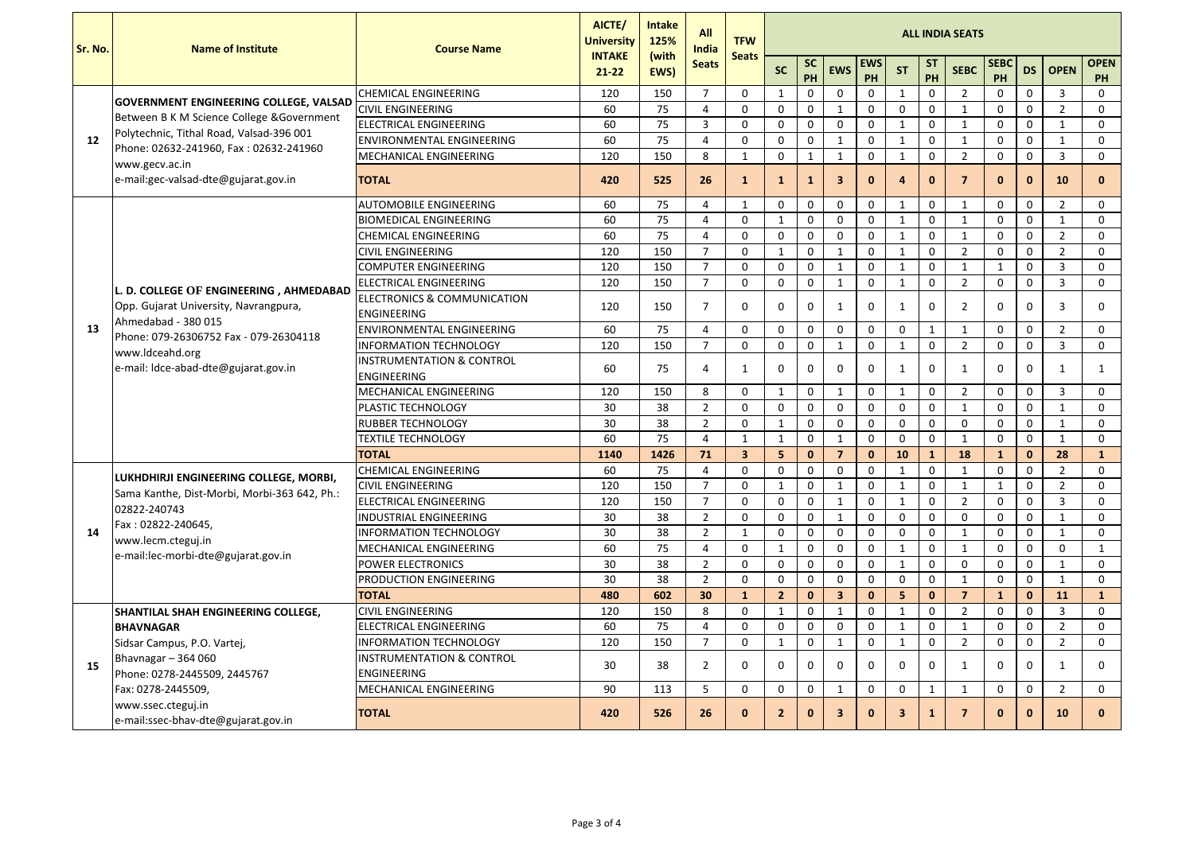| Sr. No. | Name of Institute | Course Name | AICTE/ University INTAKE 21-22 | Intake 125% (with EWS) | All India Seats | TFW Seats | ALL INDIA SEATS | | | | | | | | | | |
|---|---|---|---|---|---|---|---|---|---|---|---|---|---|---|---|---|---|
| | | | | | | | SC | SC PH | EWS | EWS PH | ST | ST PH | SEBC | SEBC PH | DS | OPEN | OPEN PH |
| 12 | GOVERNMENT ENGINEERING COLLEGE, VALSAD Between B K M Science College &Government Polytechnic, Tithal Road, Valsad-396 001 Phone: 02632-241960, Fax : 02632-241960 www.gecv.ac.in e-mail:gec-valsad-dte@gujarat.gov.in | CHEMICAL ENGINEERING | 120 | 150 | 7 | 0 | 1 | 0 | 0 | 0 | 1 | 0 | 2 | 0 | 0 | 3 | 0 |
| | | CIVIL ENGINEERING | 60 | 75 | 4 | 0 | 0 | 0 | 1 | 0 | 0 | 0 | 1 | 0 | 0 | 2 | 0 |
| | | ELECTRICAL ENGINEERING | 60 | 75 | 3 | 0 | 0 | 0 | 0 | 0 | 1 | 0 | 1 | 0 | 0 | 1 | 0 |
| | | ENVIRONMENTAL ENGINEERING | 60 | 75 | 4 | 0 | 0 | 0 | 1 | 0 | 1 | 0 | 1 | 0 | 0 | 1 | 0 |
| | | MECHANICAL ENGINEERING | 120 | 150 | 8 | 1 | 0 | 1 | 1 | 0 | 1 | 0 | 2 | 0 | 0 | 3 | 0 |
| | | **TOTAL** | **420** | **525** | **26** | **1** | **1** | **1** | **3** | **0** | **4** | **0** | **7** | **0** | **0** | **10** | **0** |
| 13 | L. D. COLLEGE OF ENGINEERING , AHMEDABAD Opp. Gujarat University, Navrangpura, Ahmedabad - 380 015 Phone: 079-26306752 Fax - 079-26304118 www.ldceahd.org e-mail: ldce-abad-dte@gujarat.gov.in | AUTOMOBILE ENGINEERING | 60 | 75 | 4 | 1 | 0 | 0 | 0 | 0 | 1 | 0 | 1 | 0 | 0 | 2 | 0 |
| | | BIOMEDICAL ENGINEERING | 60 | 75 | 4 | 0 | 1 | 0 | 0 | 0 | 1 | 0 | 1 | 0 | 0 | 1 | 0 |
| | | CHEMICAL ENGINEERING | 60 | 75 | 4 | 0 | 0 | 0 | 0 | 0 | 1 | 0 | 1 | 0 | 0 | 2 | 0 |
| | | CIVIL ENGINEERING | 120 | 150 | 7 | 0 | 1 | 0 | 1 | 0 | 1 | 0 | 2 | 0 | 0 | 2 | 0 |
| | | COMPUTER ENGINEERING | 120 | 150 | 7 | 0 | 0 | 0 | 1 | 0 | 1 | 0 | 1 | 1 | 0 | 3 | 0 |
| | | ELECTRICAL ENGINEERING | 120 | 150 | 7 | 0 | 0 | 0 | 1 | 0 | 1 | 0 | 2 | 0 | 0 | 3 | 0 |
| | | ELECTRONICS & COMMUNICATION ENGINEERING | 120 | 150 | 7 | 0 | 0 | 0 | 1 | 0 | 1 | 0 | 2 | 0 | 0 | 3 | 0 |
| | | ENVIRONMENTAL ENGINEERING | 60 | 75 | 4 | 0 | 0 | 0 | 0 | 0 | 0 | 1 | 1 | 0 | 0 | 2 | 0 |
| | | INFORMATION TECHNOLOGY | 120 | 150 | 7 | 0 | 0 | 0 | 1 | 0 | 1 | 0 | 2 | 0 | 0 | 3 | 0 |
| | | INSTRUMENTATION & CONTROL ENGINEERING | 60 | 75 | 4 | 1 | 0 | 0 | 0 | 0 | 1 | 0 | 1 | 0 | 0 | 1 | 1 |
| | | MECHANICAL ENGINEERING | 120 | 150 | 8 | 0 | 1 | 0 | 1 | 0 | 1 | 0 | 2 | 0 | 0 | 3 | 0 |
| | | PLASTIC TECHNOLOGY | 30 | 38 | 2 | 0 | 0 | 0 | 0 | 0 | 0 | 0 | 1 | 0 | 0 | 1 | 0 |
| | | RUBBER TECHNOLOGY | 30 | 38 | 2 | 0 | 1 | 0 | 0 | 0 | 0 | 0 | 0 | 0 | 0 | 1 | 0 |
| | | TEXTILE TECHNOLOGY | 60 | 75 | 4 | 1 | 1 | 0 | 1 | 0 | 0 | 0 | 1 | 0 | 0 | 1 | 0 |
| | | **TOTAL** | **1140** | **1426** | **71** | **3** | **5** | **0** | **7** | **0** | **10** | **1** | **18** | **1** | **0** | **28** | **1** |
| 14 | LUKHDHIRJI ENGINEERING COLLEGE, MORBI, Sama Kanthe, Dist-Morbi, Morbi-363 642, Ph.: 02822-240743 Fax : 02822-240645, www.lecm.cteguj.in e-mail:lec-morbi-dte@gujarat.gov.in | CHEMICAL ENGINEERING | 60 | 75 | 4 | 0 | 0 | 0 | 0 | 0 | 1 | 0 | 1 | 0 | 0 | 2 | 0 |
| | | CIVIL ENGINEERING | 120 | 150 | 7 | 0 | 1 | 0 | 1 | 0 | 1 | 0 | 1 | 1 | 0 | 2 | 0 |
| | | ELECTRICAL ENGINEERING | 120 | 150 | 7 | 0 | 0 | 0 | 1 | 0 | 1 | 0 | 2 | 0 | 0 | 3 | 0 |
| | | INDUSTRIAL ENGINEERING | 30 | 38 | 2 | 0 | 0 | 0 | 1 | 0 | 0 | 0 | 0 | 0 | 0 | 1 | 0 |
| | | INFORMATION TECHNOLOGY | 30 | 38 | 2 | 1 | 0 | 0 | 0 | 0 | 0 | 0 | 1 | 0 | 0 | 1 | 0 |
| | | MECHANICAL ENGINEERING | 60 | 75 | 4 | 0 | 1 | 0 | 0 | 0 | 1 | 0 | 1 | 0 | 0 | 0 | 1 |
| | | POWER ELECTRONICS | 30 | 38 | 2 | 0 | 0 | 0 | 0 | 0 | 1 | 0 | 0 | 0 | 0 | 1 | 0 |
| | | PRODUCTION ENGINEERING | 30 | 38 | 2 | 0 | 0 | 0 | 0 | 0 | 0 | 0 | 1 | 0 | 0 | 1 | 0 |
| | | **TOTAL** | **480** | **602** | **30** | **1** | **2** | **0** | **3** | **0** | **5** | **0** | **7** | **1** | **0** | **11** | **1** |
| 15 | SHANTILAL SHAH ENGINEERING COLLEGE, BHAVNAGAR Sidsar Campus, P.O. Vartej, Bhavnagar – 364 060 Phone: 0278-2445509, 2445767 Fax: 0278-2445509, www.ssec.cteguj.in e-mail:ssec-bhav-dte@gujarat.gov.in | CIVIL ENGINEERING | 120 | 150 | 8 | 0 | 1 | 0 | 1 | 0 | 1 | 0 | 2 | 0 | 0 | 3 | 0 |
| | | ELECTRICAL ENGINEERING | 60 | 75 | 4 | 0 | 0 | 0 | 0 | 0 | 1 | 0 | 1 | 0 | 0 | 2 | 0 |
| | | INFORMATION TECHNOLOGY | 120 | 150 | 7 | 0 | 1 | 0 | 1 | 0 | 1 | 0 | 2 | 0 | 0 | 2 | 0 |
| | | INSTRUMENTATION & CONTROL ENGINEERING | 30 | 38 | 2 | 0 | 0 | 0 | 0 | 0 | 0 | 0 | 1 | 0 | 0 | 1 | 0 |
| | | MECHANICAL ENGINEERING | 90 | 113 | 5 | 0 | 0 | 0 | 1 | 0 | 0 | 1 | 1 | 0 | 0 | 2 | 0 |
| | | **TOTAL** | **420** | **526** | **26** | **0** | **2** | **0** | **3** | **0** | **3** | **1** | **7** | **0** | **0** | **10** | **0** |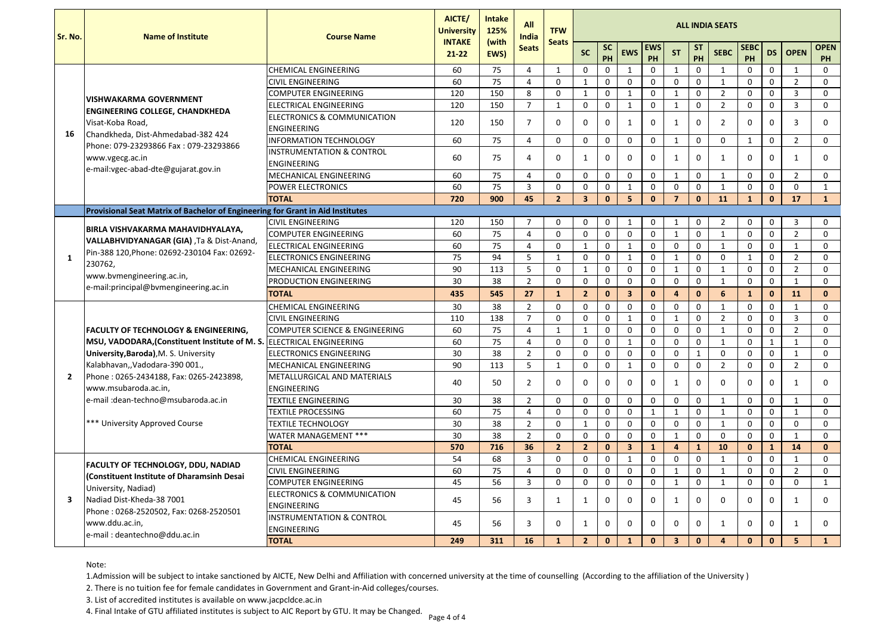| Sr. No. | Name of Institute | Course Name | AICTE/ University INTAKE 21-22 | Intake 125% (with EWS) | All India Seats | TFW Seats | ALL INDIA SEATS | | | | | | | | | | |
|---|---|---|---|---|---|---|---|---|---|---|---|---|---|---|---|---|---|
| | | | | | | | SC | SC PH | EWS | EWS PH | ST | ST PH | SEBC | SEBC PH | DS | OPEN | OPEN PH |
| 16 | **VISHWAKARMA GOVERNMENT ENGINEERING COLLEGE, CHANDKHEDA** Visat-Koba Road, Chandkheda, Dist-Ahmedabad-382 424 Phone: 079-23293866 Fax : 079-23293866 www.vgecg.ac.in e-mail:vgec-abad-dte@gujarat.gov.in | CHEMICAL ENGINEERING | 60 | 75 | 4 | 1 | 0 | 0 | 1 | 0 | 1 | 0 | 1 | 0 | 0 | 1 | 0 |
| | | CIVIL ENGINEERING | 60 | 75 | 4 | 0 | 1 | 0 | 0 | 0 | 0 | 0 | 1 | 0 | 0 | 2 | 0 |
| | | COMPUTER ENGINEERING | 120 | 150 | 8 | 0 | 1 | 0 | 1 | 0 | 1 | 0 | 2 | 0 | 0 | 3 | 0 |
| | | ELECTRICAL ENGINEERING | 120 | 150 | 7 | 1 | 0 | 0 | 1 | 0 | 1 | 0 | 2 | 0 | 0 | 3 | 0 |
| | | ELECTRONICS & COMMUNICATION ENGINEERING | 120 | 150 | 7 | 0 | 0 | 0 | 1 | 0 | 1 | 0 | 2 | 0 | 0 | 3 | 0 |
| | | INFORMATION TECHNOLOGY | 60 | 75 | 4 | 0 | 0 | 0 | 0 | 0 | 1 | 0 | 0 | 1 | 0 | 2 | 0 |
| | | INSTRUMENTATION & CONTROL ENGINEERING | 60 | 75 | 4 | 0 | 1 | 0 | 0 | 0 | 1 | 0 | 1 | 0 | 0 | 1 | 0 |
| | | MECHANICAL ENGINEERING | 60 | 75 | 4 | 0 | 0 | 0 | 0 | 0 | 1 | 0 | 1 | 0 | 0 | 2 | 0 |
| | | POWER ELECTRONICS | 60 | 75 | 3 | 0 | 0 | 0 | 1 | 0 | 0 | 0 | 1 | 0 | 0 | 0 | 1 |
| | | **TOTAL** | **720** | **900** | **45** | **2** | **3** | **0** | **5** | **0** | **7** | **0** | **11** | **1** | **0** | **17** | **1** |
| | **Provisional Seat Matrix of Bachelor of Engineering for Grant in Aid Institutes** | | | | | | | | | | | | | | | | |
| 1 | **BIRLA VISHVAKARMA MAHAVIDHYALAYA, VALLABHVIDYANAGAR (GIA)** ,Ta & Dist-Anand, Pin-388 120,Phone: 02692-230104 Fax: 02692-230762, www.bvmengineering.ac.in, e-mail:principal@bvmengineering.ac.in | CIVIL ENGINEERING | 120 | 150 | 7 | 0 | 0 | 0 | 1 | 0 | 1 | 0 | 2 | 0 | 0 | 3 | 0 |
| | | COMPUTER ENGINEERING | 60 | 75 | 4 | 0 | 0 | 0 | 0 | 0 | 1 | 0 | 1 | 0 | 0 | 2 | 0 |
| | | ELECTRICAL ENGINEERING | 60 | 75 | 4 | 0 | 1 | 0 | 1 | 0 | 0 | 0 | 1 | 0 | 0 | 1 | 0 |
| | | ELECTRONICS ENGINEERING | 75 | 94 | 5 | 1 | 0 | 0 | 1 | 0 | 1 | 0 | 0 | 1 | 0 | 2 | 0 |
| | | MECHANICAL ENGINEERING | 90 | 113 | 5 | 0 | 1 | 0 | 0 | 0 | 1 | 0 | 1 | 0 | 0 | 2 | 0 |
| | | PRODUCTION ENGINEERING | 30 | 38 | 2 | 0 | 0 | 0 | 0 | 0 | 0 | 0 | 1 | 0 | 0 | 1 | 0 |
| | | **TOTAL** | **435** | **545** | **27** | **1** | **2** | **0** | **3** | **0** | **4** | **0** | **6** | **1** | **0** | **11** | **0** |
| 2 | **FACULTY OF TECHNOLOGY & ENGINEERING, MSU, VADODARA,(Constituent Institute of M. S. University,Baroda)**,M. S. University Kalabhavan,,Vadodara-390 001., Phone : 0265-2434188, Fax: 0265-2423898, www.msubaroda.ac.in, e-mail :dean-techno@msubaroda.ac.in *** University Approved Course | CHEMICAL ENGINEERING | 30 | 38 | 2 | 0 | 0 | 0 | 0 | 0 | 0 | 0 | 1 | 0 | 0 | 1 | 0 |
| | | CIVIL ENGINEERING | 110 | 138 | 7 | 0 | 0 | 0 | 1 | 0 | 1 | 0 | 2 | 0 | 0 | 3 | 0 |
| | | COMPUTER SCIENCE & ENGINEERING | 60 | 75 | 4 | 1 | 1 | 0 | 0 | 0 | 0 | 0 | 1 | 0 | 0 | 2 | 0 |
| | | ELECTRICAL ENGINEERING | 60 | 75 | 4 | 0 | 0 | 0 | 1 | 0 | 0 | 0 | 1 | 0 | 1 | 1 | 0 |
| | | ELECTRONICS ENGINEERING | 30 | 38 | 2 | 0 | 0 | 0 | 0 | 0 | 0 | 1 | 0 | 0 | 0 | 1 | 0 |
| | | MECHANICAL ENGINEERING | 90 | 113 | 5 | 1 | 0 | 0 | 1 | 0 | 0 | 0 | 2 | 0 | 0 | 2 | 0 |
| | | METALLURGICAL AND MATERIALS ENGINEERING | 40 | 50 | 2 | 0 | 0 | 0 | 0 | 0 | 1 | 0 | 0 | 0 | 0 | 1 | 0 |
| | | TEXTILE ENGINEERING | 30 | 38 | 2 | 0 | 0 | 0 | 0 | 0 | 0 | 0 | 1 | 0 | 0 | 1 | 0 |
| | | TEXTILE PROCESSING | 60 | 75 | 4 | 0 | 0 | 0 | 0 | 1 | 1 | 0 | 1 | 0 | 0 | 1 | 0 |
| | | TEXTILE TECHNOLOGY | 30 | 38 | 2 | 0 | 1 | 0 | 0 | 0 | 0 | 0 | 1 | 0 | 0 | 0 | 0 |
| | | WATER MANAGEMENT *** | 30 | 38 | 2 | 0 | 0 | 0 | 0 | 0 | 1 | 0 | 0 | 0 | 0 | 1 | 0 |
| | | **TOTAL** | **570** | **716** | **36** | **2** | **2** | **0** | **3** | **1** | **4** | **1** | **10** | **0** | **1** | **14** | **0** |
| 3 | **FACULTY OF TECHNOLOGY, DDU, NADIAD (Constituent Institute of Dharamsinh Desai** University, Nadiad) Nadiad Dist-Kheda-38 7001 Phone : 0268-2520502, Fax: 0268-2520501 www.ddu.ac.in, e-mail : deantechno@ddu.ac.in | CHEMICAL ENGINEERING | 54 | 68 | 3 | 0 | 0 | 0 | 1 | 0 | 0 | 0 | 1 | 0 | 0 | 1 | 0 |
| | | CIVIL ENGINEERING | 60 | 75 | 4 | 0 | 0 | 0 | 0 | 0 | 1 | 0 | 1 | 0 | 0 | 2 | 0 |
| | | COMPUTER ENGINEERING | 45 | 56 | 3 | 0 | 0 | 0 | 0 | 0 | 1 | 0 | 1 | 0 | 0 | 0 | 1 |
| | | ELECTRONICS & COMMUNICATION ENGINEERING | 45 | 56 | 3 | 1 | 1 | 0 | 0 | 0 | 1 | 0 | 0 | 0 | 0 | 1 | 0 |
| | | INSTRUMENTATION & CONTROL ENGINEERING | 45 | 56 | 3 | 0 | 1 | 0 | 0 | 0 | 0 | 0 | 1 | 0 | 0 | 1 | 0 |
| | | **TOTAL** | **249** | **311** | **16** | **1** | **2** | **0** | **1** | **0** | **3** | **0** | **4** | **0** | **0** | **5** | **1** |

Note:

1.Admission will be subject to intake sanctioned by AICTE, New Delhi and Affiliation with concerned university at the time of counselling (According to the affiliation of the University )

2. There is no tuition fee for female candidates in Government and Grant-in-Aid colleges/courses.

3. List of accredited institutes is available on www.jacpcldce.ac.in

4. Final Intake of GTU affiliated institutes is subject to AIC Report by GTU. It may be Changed.